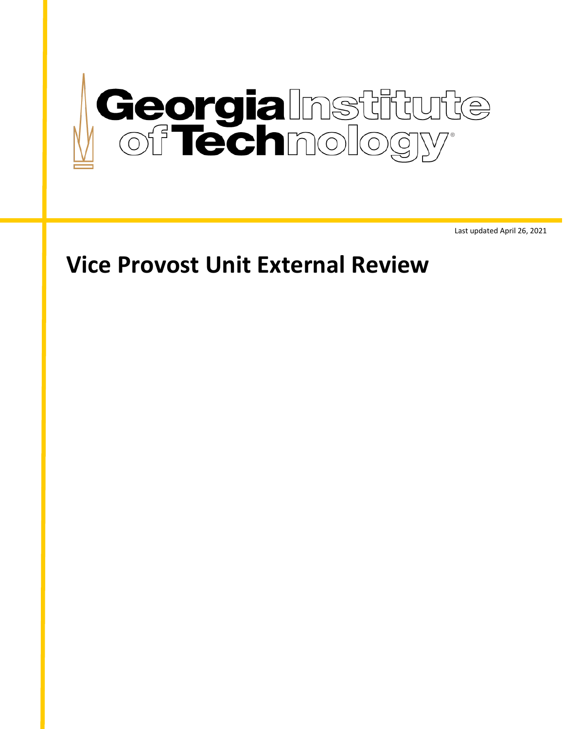Georgia Institute of Technology

Last updated April 26, 2021

# Vice Provost Unit External Review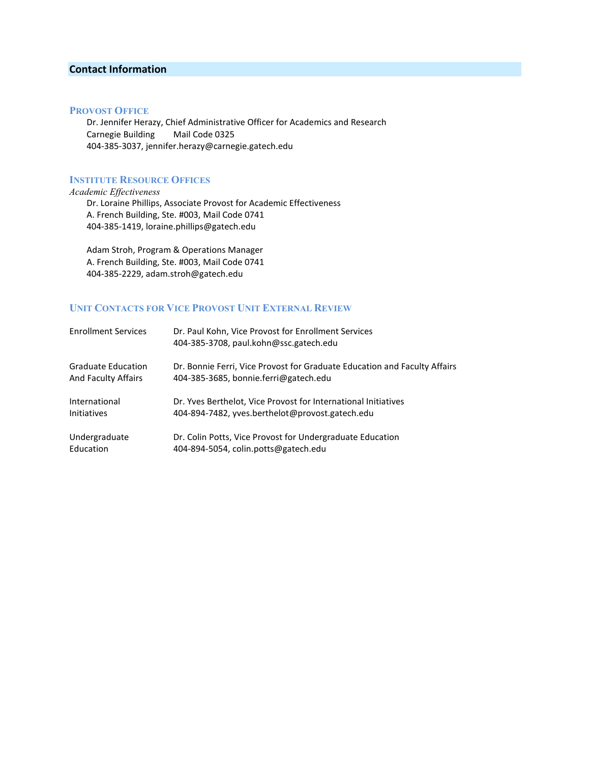## Contact Information

### Provost Office

Dr. Jennifer Herazy, Chief Administrative Officer for Academics and Research
Carnegie Building Mail Code 0325
404-385-3037, jennifer.herazy@carnegie.gatech.edu

### Institute Resource Offices

*Academic Effectiveness*

Dr. Loraine Phillips, Associate Provost for Academic Effectiveness
A. French Building, Ste. #003, Mail Code 0741
404-385-1419, loraine.phillips@gatech.edu

Adam Stroh, Program & Operations Manager
A. French Building, Ste. #003, Mail Code 0741
404-385-2229, adam.stroh@gatech.edu

### Unit Contacts for Vice Provost Unit External Review

| | |
|---|---|
| Enrollment Services | Dr. Paul Kohn, Vice Provost for Enrollment Services<br>404-385-3708, paul.kohn@ssc.gatech.edu |
| Graduate Education And Faculty Affairs | Dr. Bonnie Ferri, Vice Provost for Graduate Education and Faculty Affairs<br>404-385-3685, bonnie.ferri@gatech.edu |
| International Initiatives | Dr. Yves Berthelot, Vice Provost for International Initiatives<br>404-894-7482, yves.berthelot@provost.gatech.edu |
| Undergraduate Education | Dr. Colin Potts, Vice Provost for Undergraduate Education<br>404-894-5054, colin.potts@gatech.edu |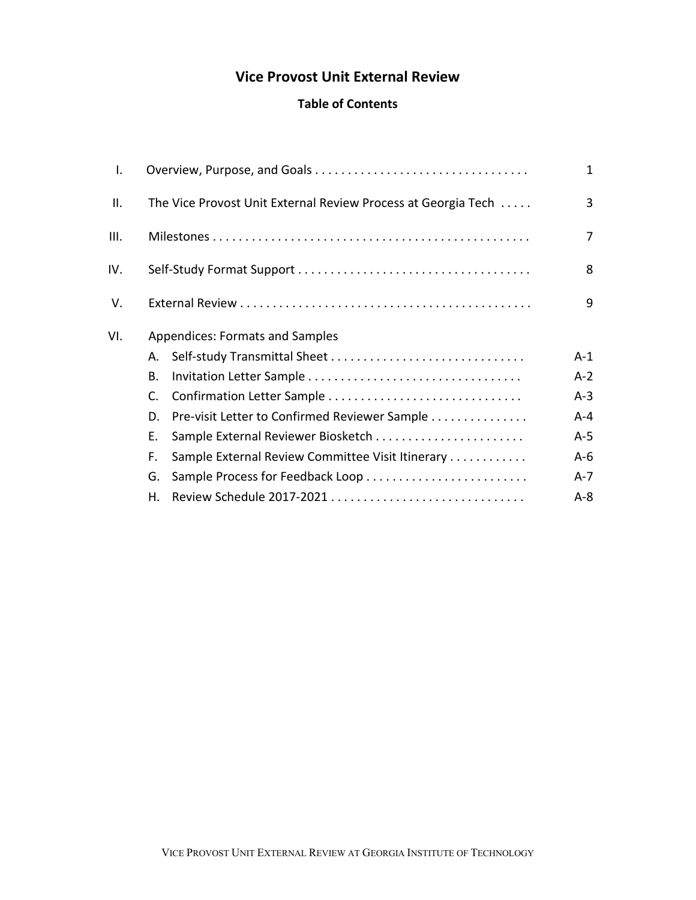# Vice Provost Unit External Review

## Table of Contents

| | | |
|---|---|---|
| I. | Overview, Purpose, and Goals | 1 |
| II. | The Vice Provost Unit External Review Process at Georgia Tech | 3 |
| III. | Milestones | 7 |
| IV. | Self-Study Format Support | 8 |
| V. | External Review | 9 |
| VI. | Appendices: Formats and Samples | |
| | A. Self-study Transmittal Sheet | A-1 |
| | B. Invitation Letter Sample | A-2 |
| | C. Confirmation Letter Sample | A-3 |
| | D. Pre-visit Letter to Confirmed Reviewer Sample | A-4 |
| | E. Sample External Reviewer Biosketch | A-5 |
| | F. Sample External Review Committee Visit Itinerary | A-6 |
| | G. Sample Process for Feedback Loop | A-7 |
| | H. Review Schedule 2017-2021 | A-8 |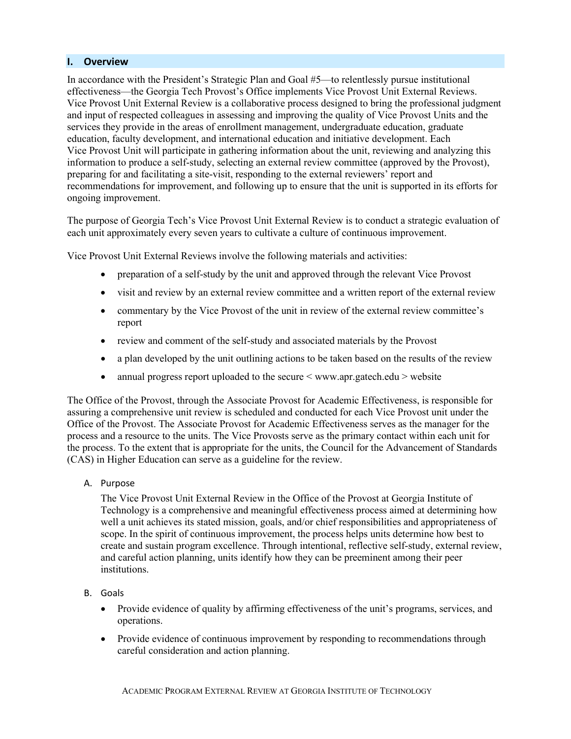## I. Overview

In accordance with the President's Strategic Plan and Goal #5—to relentlessly pursue institutional effectiveness—the Georgia Tech Provost's Office implements Vice Provost Unit External Reviews. Vice Provost Unit External Review is a collaborative process designed to bring the professional judgment and input of respected colleagues in assessing and improving the quality of Vice Provost Units and the services they provide in the areas of enrollment management, undergraduate education, graduate education, faculty development, and international education and initiative development. Each Vice Provost Unit will participate in gathering information about the unit, reviewing and analyzing this information to produce a self-study, selecting an external review committee (approved by the Provost), preparing for and facilitating a site-visit, responding to the external reviewers' report and recommendations for improvement, and following up to ensure that the unit is supported in its efforts for ongoing improvement.

The purpose of Georgia Tech's Vice Provost Unit External Review is to conduct a strategic evaluation of each unit approximately every seven years to cultivate a culture of continuous improvement.

Vice Provost Unit External Reviews involve the following materials and activities:

- preparation of a self-study by the unit and approved through the relevant Vice Provost
- visit and review by an external review committee and a written report of the external review
- commentary by the Vice Provost of the unit in review of the external review committee's report
- review and comment of the self-study and associated materials by the Provost
- a plan developed by the unit outlining actions to be taken based on the results of the review
- annual progress report uploaded to the secure < www.apr.gatech.edu > website

The Office of the Provost, through the Associate Provost for Academic Effectiveness, is responsible for assuring a comprehensive unit review is scheduled and conducted for each Vice Provost unit under the Office of the Provost. The Associate Provost for Academic Effectiveness serves as the manager for the process and a resource to the units. The Vice Provosts serve as the primary contact within each unit for the process. To the extent that is appropriate for the units, the Council for the Advancement of Standards (CAS) in Higher Education can serve as a guideline for the review.

### A. Purpose

The Vice Provost Unit External Review in the Office of the Provost at Georgia Institute of Technology is a comprehensive and meaningful effectiveness process aimed at determining how well a unit achieves its stated mission, goals, and/or chief responsibilities and appropriateness of scope. In the spirit of continuous improvement, the process helps units determine how best to create and sustain program excellence. Through intentional, reflective self-study, external review, and careful action planning, units identify how they can be preeminent among their peer institutions.

### B. Goals

- Provide evidence of quality by affirming effectiveness of the unit's programs, services, and operations.
- Provide evidence of continuous improvement by responding to recommendations through careful consideration and action planning.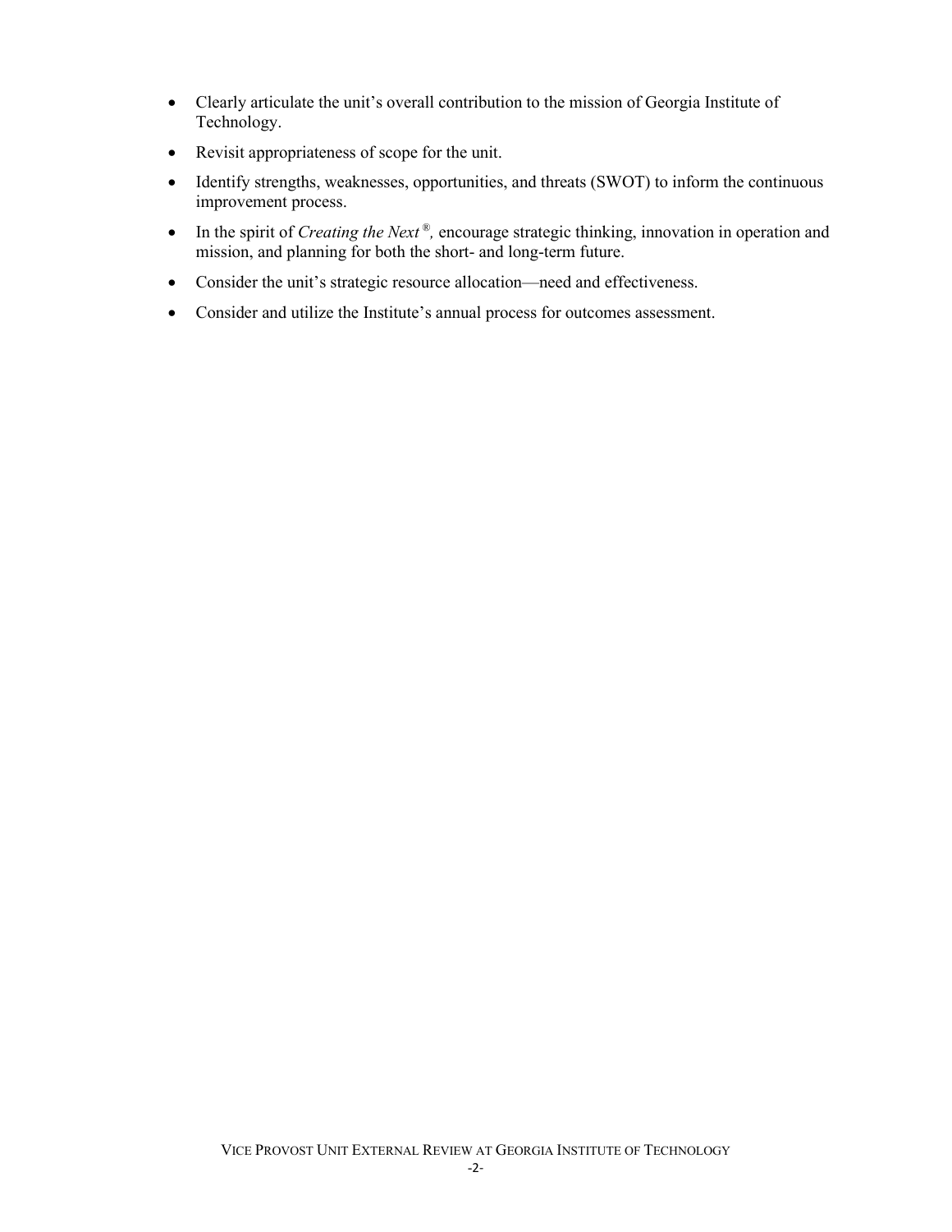- Clearly articulate the unit's overall contribution to the mission of Georgia Institute of Technology.
- Revisit appropriateness of scope for the unit.
- Identify strengths, weaknesses, opportunities, and threats (SWOT) to inform the continuous improvement process.
- In the spirit of *Creating the Next®,* encourage strategic thinking, innovation in operation and mission, and planning for both the short- and long-term future.
- Consider the unit's strategic resource allocation—need and effectiveness.
- Consider and utilize the Institute's annual process for outcomes assessment.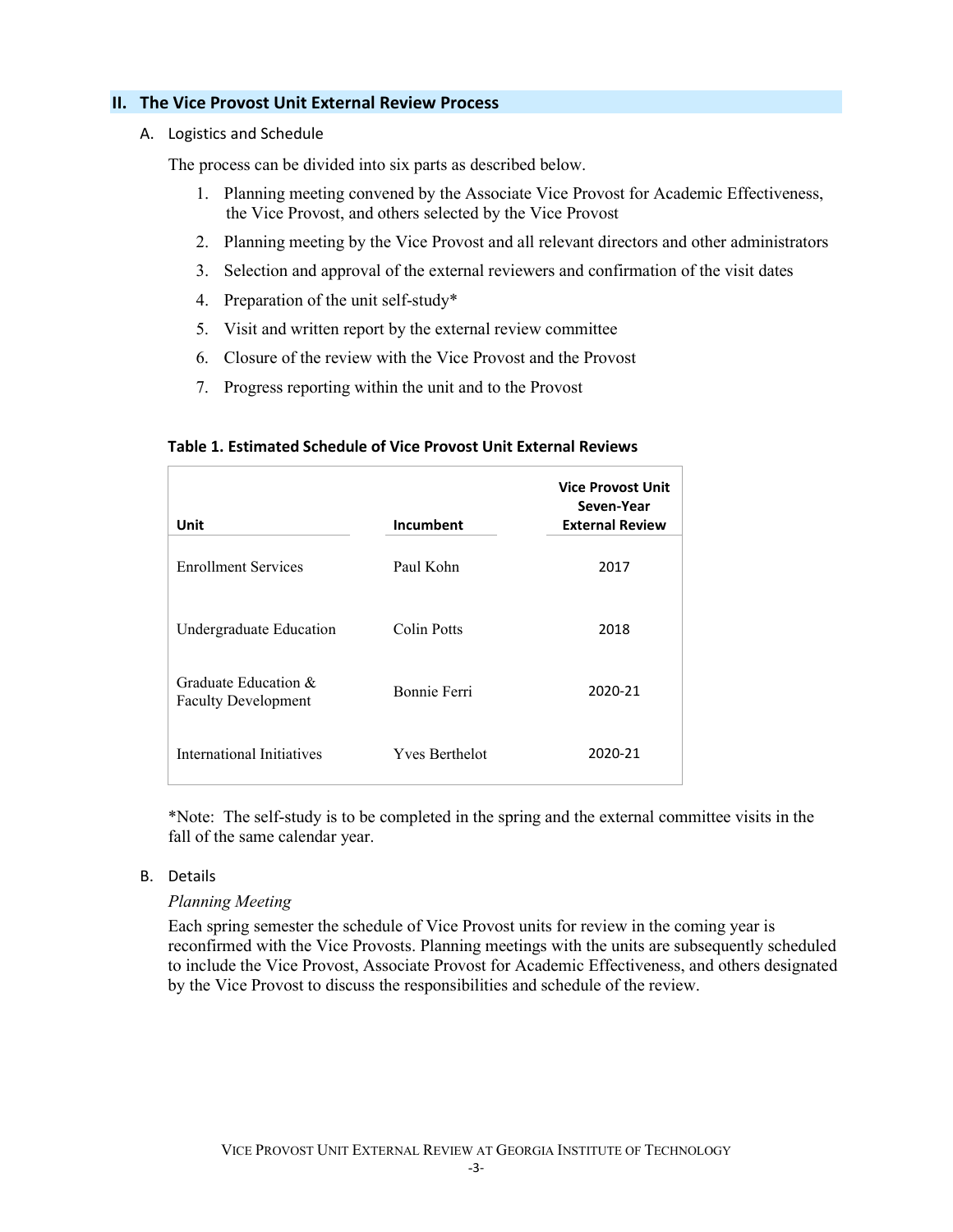## II. The Vice Provost Unit External Review Process

### A. Logistics and Schedule

The process can be divided into six parts as described below.

1. Planning meeting convened by the Associate Vice Provost for Academic Effectiveness, the Vice Provost, and others selected by the Vice Provost
2. Planning meeting by the Vice Provost and all relevant directors and other administrators
3. Selection and approval of the external reviewers and confirmation of the visit dates
4. Preparation of the unit self-study*
5. Visit and written report by the external review committee
6. Closure of the review with the Vice Provost and the Provost
7. Progress reporting within the unit and to the Provost

**Table 1. Estimated Schedule of Vice Provost Unit External Reviews**

| Unit | Incumbent | Vice Provost Unit Seven-Year External Review |
|---|---|---|
| Enrollment Services | Paul Kohn | 2017 |
| Undergraduate Education | Colin Potts | 2018 |
| Graduate Education & Faculty Development | Bonnie Ferri | 2020-21 |
| International Initiatives | Yves Berthelot | 2020-21 |

*Note: The self-study is to be completed in the spring and the external committee visits in the fall of the same calendar year.

### B. Details

*Planning Meeting*

Each spring semester the schedule of Vice Provost units for review in the coming year is reconfirmed with the Vice Provosts. Planning meetings with the units are subsequently scheduled to include the Vice Provost, Associate Provost for Academic Effectiveness, and others designated by the Vice Provost to discuss the responsibilities and schedule of the review.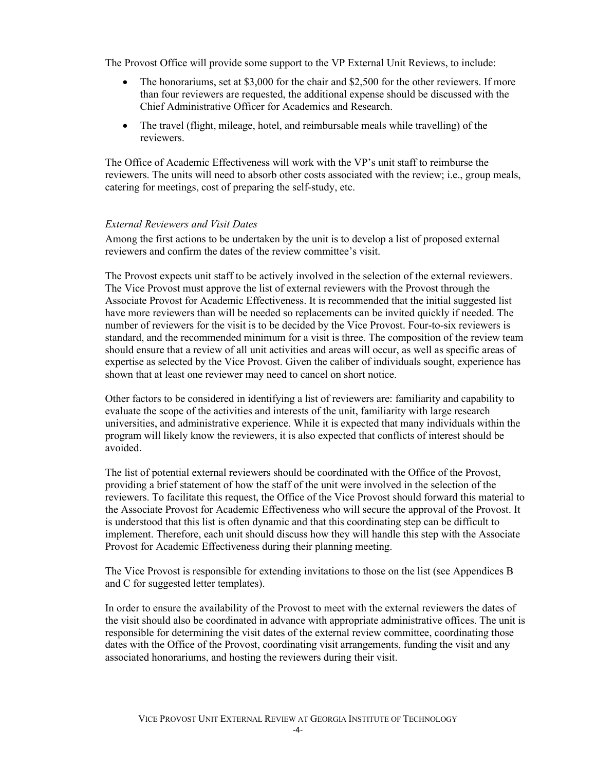The Provost Office will provide some support to the VP External Unit Reviews, to include:

- The honorariums, set at $3,000 for the chair and $2,500 for the other reviewers. If more than four reviewers are requested, the additional expense should be discussed with the Chief Administrative Officer for Academics and Research.
- The travel (flight, mileage, hotel, and reimbursable meals while travelling) of the reviewers.

The Office of Academic Effectiveness will work with the VP's unit staff to reimburse the reviewers. The units will need to absorb other costs associated with the review; i.e., group meals, catering for meetings, cost of preparing the self-study, etc.

*External Reviewers and Visit Dates*

Among the first actions to be undertaken by the unit is to develop a list of proposed external reviewers and confirm the dates of the review committee's visit.

The Provost expects unit staff to be actively involved in the selection of the external reviewers. The Vice Provost must approve the list of external reviewers with the Provost through the Associate Provost for Academic Effectiveness. It is recommended that the initial suggested list have more reviewers than will be needed so replacements can be invited quickly if needed. The number of reviewers for the visit is to be decided by the Vice Provost. Four-to-six reviewers is standard, and the recommended minimum for a visit is three. The composition of the review team should ensure that a review of all unit activities and areas will occur, as well as specific areas of expertise as selected by the Vice Provost. Given the caliber of individuals sought, experience has shown that at least one reviewer may need to cancel on short notice.

Other factors to be considered in identifying a list of reviewers are: familiarity and capability to evaluate the scope of the activities and interests of the unit, familiarity with large research universities, and administrative experience. While it is expected that many individuals within the program will likely know the reviewers, it is also expected that conflicts of interest should be avoided.

The list of potential external reviewers should be coordinated with the Office of the Provost, providing a brief statement of how the staff of the unit were involved in the selection of the reviewers. To facilitate this request, the Office of the Vice Provost should forward this material to the Associate Provost for Academic Effectiveness who will secure the approval of the Provost. It is understood that this list is often dynamic and that this coordinating step can be difficult to implement. Therefore, each unit should discuss how they will handle this step with the Associate Provost for Academic Effectiveness during their planning meeting.

The Vice Provost is responsible for extending invitations to those on the list (see Appendices B and C for suggested letter templates).

In order to ensure the availability of the Provost to meet with the external reviewers the dates of the visit should also be coordinated in advance with appropriate administrative offices. The unit is responsible for determining the visit dates of the external review committee, coordinating those dates with the Office of the Provost, coordinating visit arrangements, funding the visit and any associated honorariums, and hosting the reviewers during their visit.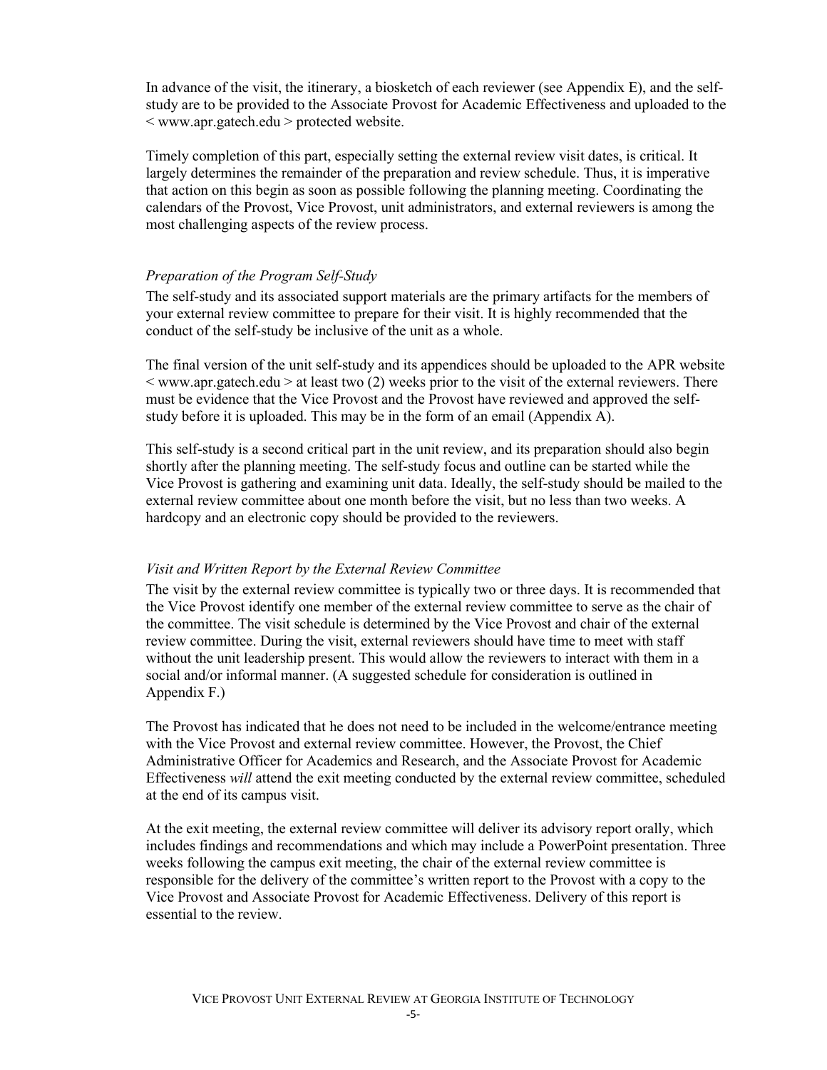In advance of the visit, the itinerary, a biosketch of each reviewer (see Appendix E), and the self-study are to be provided to the Associate Provost for Academic Effectiveness and uploaded to the < www.apr.gatech.edu > protected website.

Timely completion of this part, especially setting the external review visit dates, is critical. It largely determines the remainder of the preparation and review schedule. Thus, it is imperative that action on this begin as soon as possible following the planning meeting. Coordinating the calendars of the Provost, Vice Provost, unit administrators, and external reviewers is among the most challenging aspects of the review process.

### *Preparation of the Program Self-Study*

The self-study and its associated support materials are the primary artifacts for the members of your external review committee to prepare for their visit. It is highly recommended that the conduct of the self-study be inclusive of the unit as a whole.

The final version of the unit self-study and its appendices should be uploaded to the APR website < www.apr.gatech.edu > at least two (2) weeks prior to the visit of the external reviewers. There must be evidence that the Vice Provost and the Provost have reviewed and approved the self-study before it is uploaded. This may be in the form of an email (Appendix A).

This self-study is a second critical part in the unit review, and its preparation should also begin shortly after the planning meeting. The self-study focus and outline can be started while the Vice Provost is gathering and examining unit data. Ideally, the self-study should be mailed to the external review committee about one month before the visit, but no less than two weeks. A hardcopy and an electronic copy should be provided to the reviewers.

### *Visit and Written Report by the External Review Committee*

The visit by the external review committee is typically two or three days. It is recommended that the Vice Provost identify one member of the external review committee to serve as the chair of the committee. The visit schedule is determined by the Vice Provost and chair of the external review committee. During the visit, external reviewers should have time to meet with staff without the unit leadership present. This would allow the reviewers to interact with them in a social and/or informal manner. (A suggested schedule for consideration is outlined in Appendix F.)

The Provost has indicated that he does not need to be included in the welcome/entrance meeting with the Vice Provost and external review committee. However, the Provost, the Chief Administrative Officer for Academics and Research, and the Associate Provost for Academic Effectiveness *will* attend the exit meeting conducted by the external review committee, scheduled at the end of its campus visit.

At the exit meeting, the external review committee will deliver its advisory report orally, which includes findings and recommendations and which may include a PowerPoint presentation. Three weeks following the campus exit meeting, the chair of the external review committee is responsible for the delivery of the committee's written report to the Provost with a copy to the Vice Provost and Associate Provost for Academic Effectiveness. Delivery of this report is essential to the review.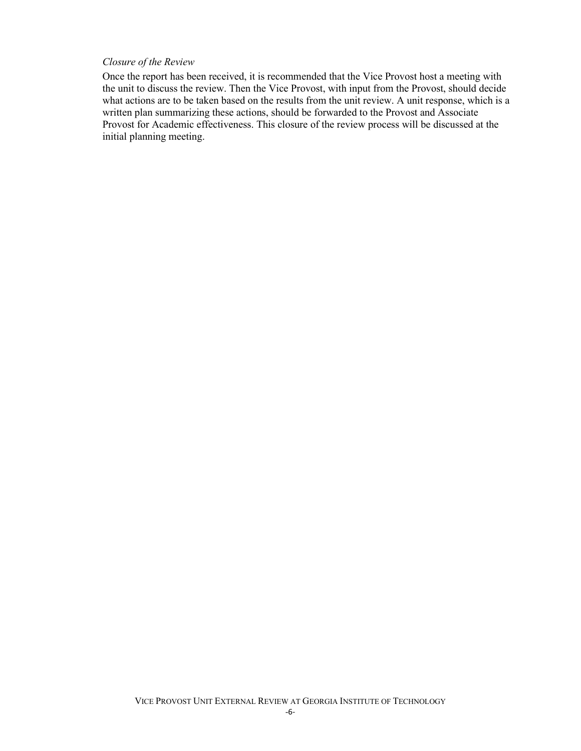*Closure of the Review*

Once the report has been received, it is recommended that the Vice Provost host a meeting with the unit to discuss the review. Then the Vice Provost, with input from the Provost, should decide what actions are to be taken based on the results from the unit review. A unit response, which is a written plan summarizing these actions, should be forwarded to the Provost and Associate Provost for Academic effectiveness. This closure of the review process will be discussed at the initial planning meeting.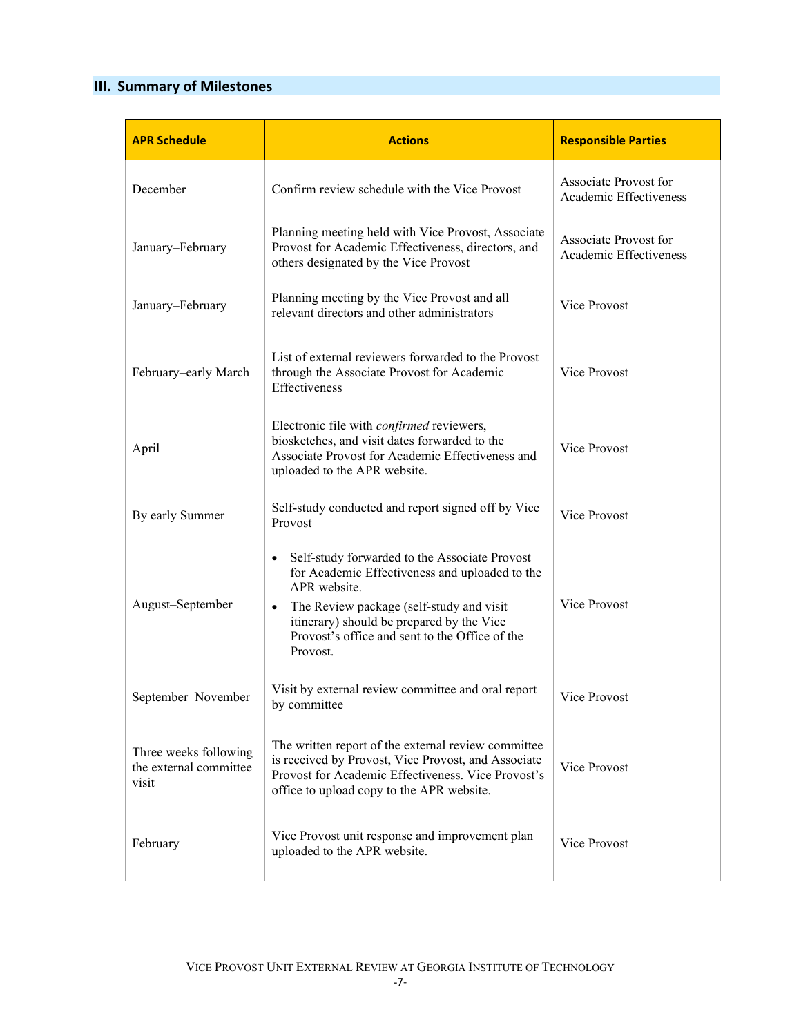## III. Summary of Milestones

| APR Schedule | Actions | Responsible Parties |
| --- | --- | --- |
| December | Confirm review schedule with the Vice Provost | Associate Provost for Academic Effectiveness |
| January–February | Planning meeting held with Vice Provost, Associate Provost for Academic Effectiveness, directors, and others designated by the Vice Provost | Associate Provost for Academic Effectiveness |
| January–February | Planning meeting by the Vice Provost and all relevant directors and other administrators | Vice Provost |
| February–early March | List of external reviewers forwarded to the Provost through the Associate Provost for Academic Effectiveness | Vice Provost |
| April | Electronic file with *confirmed* reviewers, biosketches, and visit dates forwarded to the Associate Provost for Academic Effectiveness and uploaded to the APR website. | Vice Provost |
| By early Summer | Self-study conducted and report signed off by Vice Provost | Vice Provost |
| August–September | • Self-study forwarded to the Associate Provost for Academic Effectiveness and uploaded to the APR website.<br>• The Review package (self-study and visit itinerary) should be prepared by the Vice Provost's office and sent to the Office of the Provost. | Vice Provost |
| September–November | Visit by external review committee and oral report by committee | Vice Provost |
| Three weeks following the external committee visit | The written report of the external review committee is received by Provost, Vice Provost, and Associate Provost for Academic Effectiveness. Vice Provost's office to upload copy to the APR website. | Vice Provost |
| February | Vice Provost unit response and improvement plan uploaded to the APR website. | Vice Provost |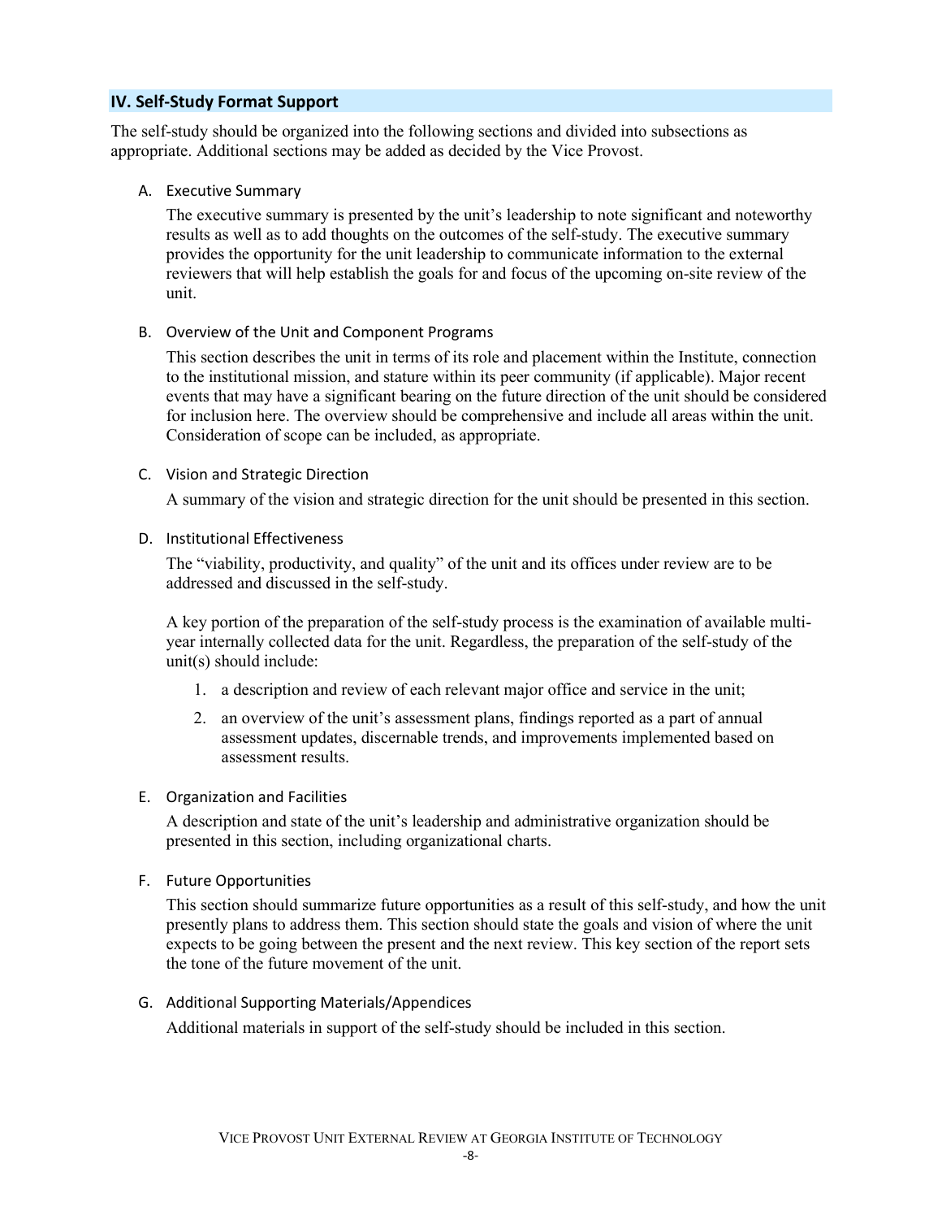## IV. Self-Study Format Support

The self-study should be organized into the following sections and divided into subsections as appropriate. Additional sections may be added as decided by the Vice Provost.

### A. Executive Summary

The executive summary is presented by the unit's leadership to note significant and noteworthy results as well as to add thoughts on the outcomes of the self-study. The executive summary provides the opportunity for the unit leadership to communicate information to the external reviewers that will help establish the goals for and focus of the upcoming on-site review of the unit.

### B. Overview of the Unit and Component Programs

This section describes the unit in terms of its role and placement within the Institute, connection to the institutional mission, and stature within its peer community (if applicable). Major recent events that may have a significant bearing on the future direction of the unit should be considered for inclusion here. The overview should be comprehensive and include all areas within the unit. Consideration of scope can be included, as appropriate.

### C. Vision and Strategic Direction

A summary of the vision and strategic direction for the unit should be presented in this section.

### D. Institutional Effectiveness

The "viability, productivity, and quality" of the unit and its offices under review are to be addressed and discussed in the self-study.

A key portion of the preparation of the self-study process is the examination of available multi-year internally collected data for the unit. Regardless, the preparation of the self-study of the unit(s) should include:

1. a description and review of each relevant major office and service in the unit;
2. an overview of the unit's assessment plans, findings reported as a part of annual assessment updates, discernable trends, and improvements implemented based on assessment results.

### E. Organization and Facilities

A description and state of the unit's leadership and administrative organization should be presented in this section, including organizational charts.

### F. Future Opportunities

This section should summarize future opportunities as a result of this self-study, and how the unit presently plans to address them. This section should state the goals and vision of where the unit expects to be going between the present and the next review. This key section of the report sets the tone of the future movement of the unit.

### G. Additional Supporting Materials/Appendices

Additional materials in support of the self-study should be included in this section.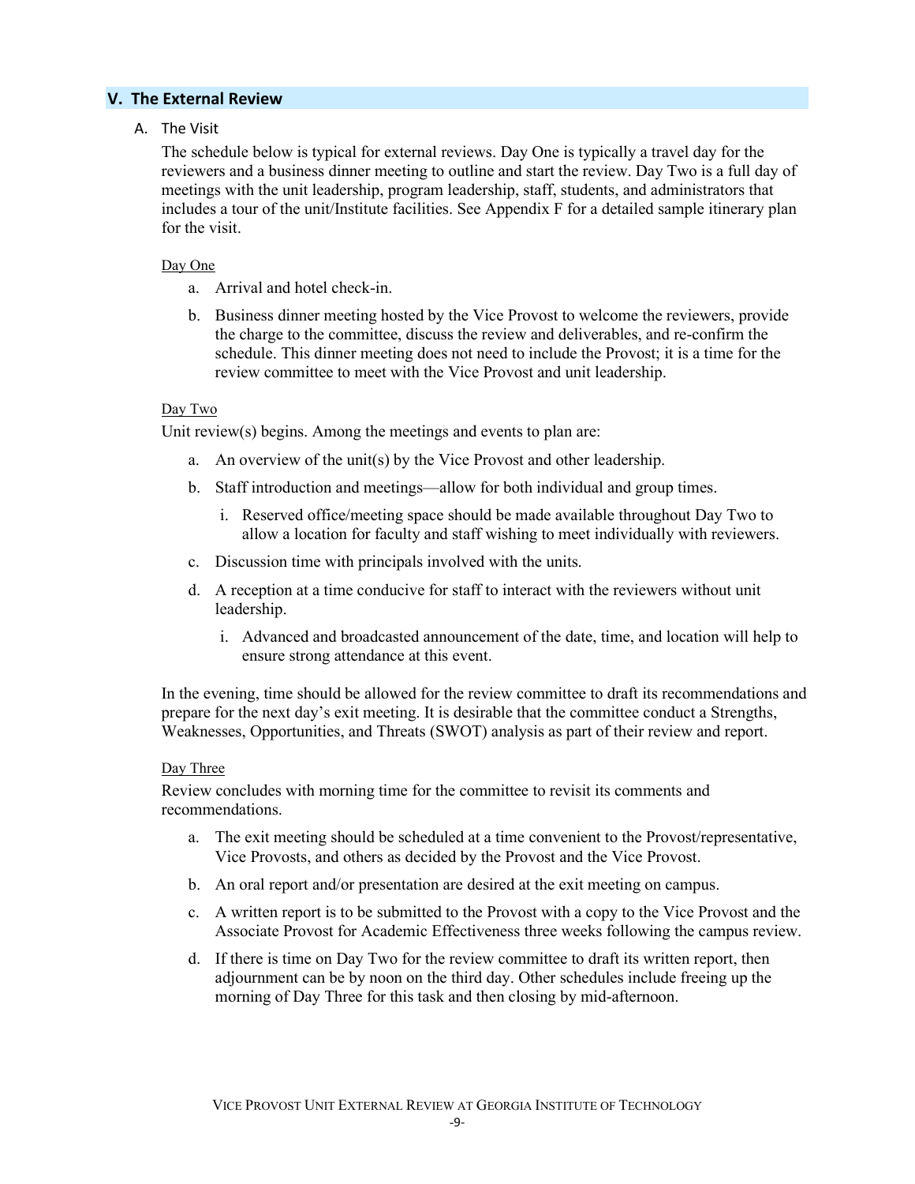## V. The External Review

### A. The Visit

The schedule below is typical for external reviews. Day One is typically a travel day for the reviewers and a business dinner meeting to outline and start the review. Day Two is a full day of meetings with the unit leadership, program leadership, staff, students, and administrators that includes a tour of the unit/Institute facilities. See Appendix F for a detailed sample itinerary plan for the visit.

<u>Day One</u>

a. Arrival and hotel check-in.

b. Business dinner meeting hosted by the Vice Provost to welcome the reviewers, provide the charge to the committee, discuss the review and deliverables, and re-confirm the schedule. This dinner meeting does not need to include the Provost; it is a time for the review committee to meet with the Vice Provost and unit leadership.

<u>Day Two</u>

Unit review(s) begins. Among the meetings and events to plan are:

a. An overview of the unit(s) by the Vice Provost and other leadership.

b. Staff introduction and meetings—allow for both individual and group times.

   i. Reserved office/meeting space should be made available throughout Day Two to allow a location for faculty and staff wishing to meet individually with reviewers.

c. Discussion time with principals involved with the units.

d. A reception at a time conducive for staff to interact with the reviewers without unit leadership.

   i. Advanced and broadcasted announcement of the date, time, and location will help to ensure strong attendance at this event.

In the evening, time should be allowed for the review committee to draft its recommendations and prepare for the next day's exit meeting. It is desirable that the committee conduct a Strengths, Weaknesses, Opportunities, and Threats (SWOT) analysis as part of their review and report.

<u>Day Three</u>

Review concludes with morning time for the committee to revisit its comments and recommendations.

a. The exit meeting should be scheduled at a time convenient to the Provost/representative, Vice Provosts, and others as decided by the Provost and the Vice Provost.

b. An oral report and/or presentation are desired at the exit meeting on campus.

c. A written report is to be submitted to the Provost with a copy to the Vice Provost and the Associate Provost for Academic Effectiveness three weeks following the campus review.

d. If there is time on Day Two for the review committee to draft its written report, then adjournment can be by noon on the third day. Other schedules include freeing up the morning of Day Three for this task and then closing by mid-afternoon.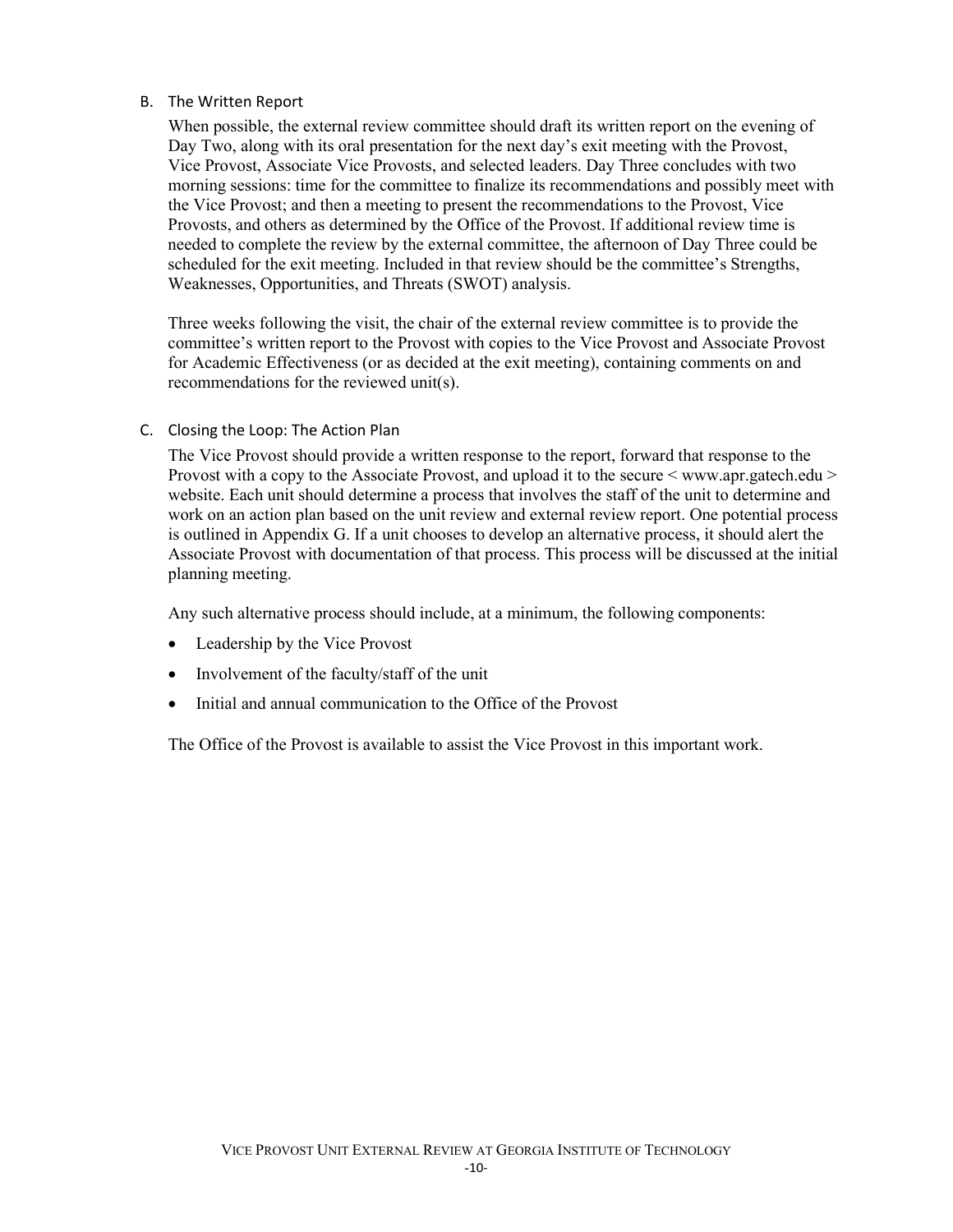## B. The Written Report

When possible, the external review committee should draft its written report on the evening of Day Two, along with its oral presentation for the next day's exit meeting with the Provost, Vice Provost, Associate Vice Provosts, and selected leaders. Day Three concludes with two morning sessions: time for the committee to finalize its recommendations and possibly meet with the Vice Provost; and then a meeting to present the recommendations to the Provost, Vice Provosts, and others as determined by the Office of the Provost. If additional review time is needed to complete the review by the external committee, the afternoon of Day Three could be scheduled for the exit meeting. Included in that review should be the committee's Strengths, Weaknesses, Opportunities, and Threats (SWOT) analysis.

Three weeks following the visit, the chair of the external review committee is to provide the committee's written report to the Provost with copies to the Vice Provost and Associate Provost for Academic Effectiveness (or as decided at the exit meeting), containing comments on and recommendations for the reviewed unit(s).

## C. Closing the Loop: The Action Plan

The Vice Provost should provide a written response to the report, forward that response to the Provost with a copy to the Associate Provost, and upload it to the secure < www.apr.gatech.edu > website. Each unit should determine a process that involves the staff of the unit to determine and work on an action plan based on the unit review and external review report. One potential process is outlined in Appendix G. If a unit chooses to develop an alternative process, it should alert the Associate Provost with documentation of that process. This process will be discussed at the initial planning meeting.

Any such alternative process should include, at a minimum, the following components:

- Leadership by the Vice Provost
- Involvement of the faculty/staff of the unit
- Initial and annual communication to the Office of the Provost

The Office of the Provost is available to assist the Vice Provost in this important work.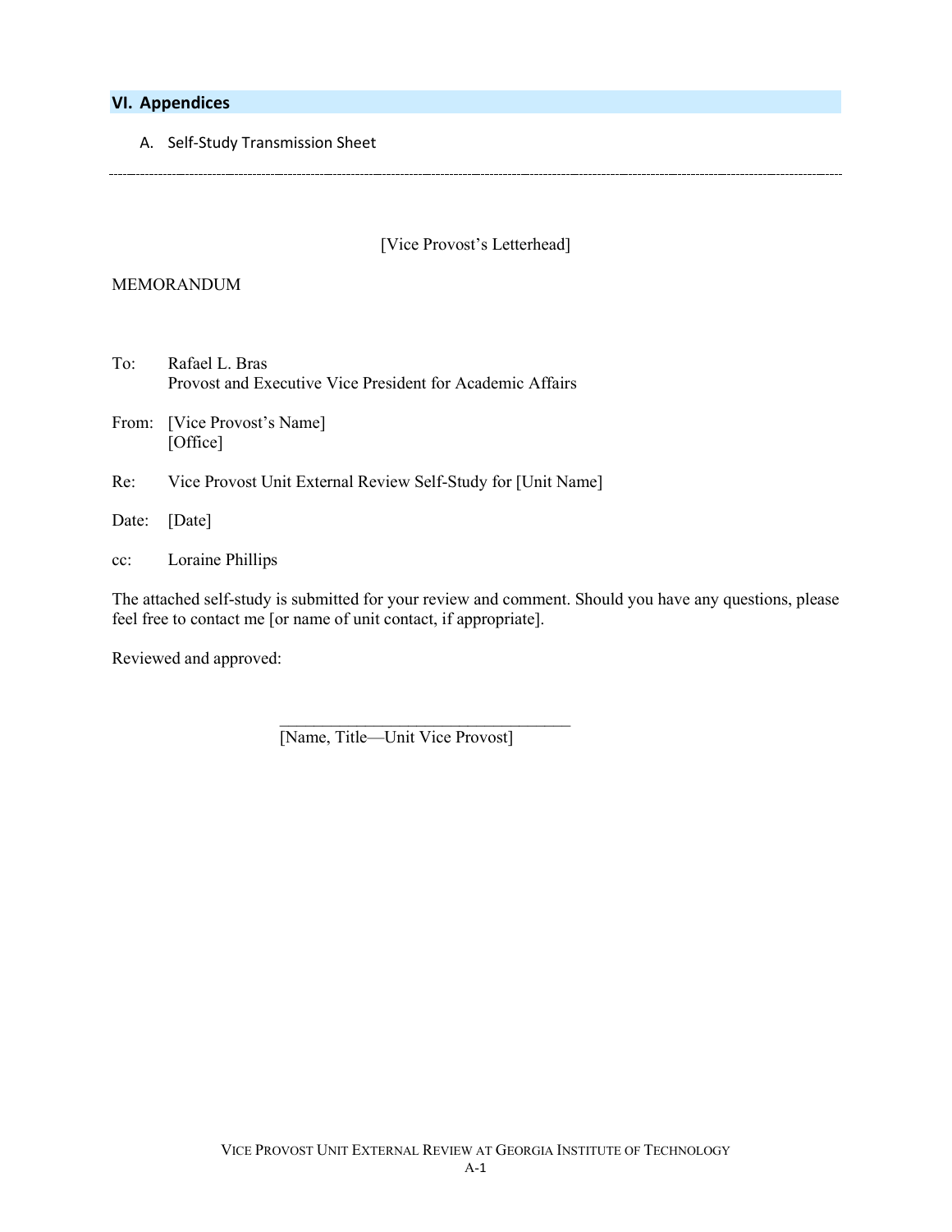## VI. Appendices

A. Self-Study Transmission Sheet

---

[Vice Provost's Letterhead]

MEMORANDUM

To: Rafael L. Bras
Provost and Executive Vice President for Academic Affairs

From: [Vice Provost's Name]
[Office]

Re: Vice Provost Unit External Review Self-Study for [Unit Name]

Date: [Date]

cc: Loraine Phillips

The attached self-study is submitted for your review and comment. Should you have any questions, please feel free to contact me [or name of unit contact, if appropriate].

Reviewed and approved:

\_\_\_\_\_\_\_\_\_\_\_\_\_\_\_\_\_\_\_\_\_\_\_\_\_\_\_\_\_\_\_\_\_\_\_
[Name, Title—Unit Vice Provost]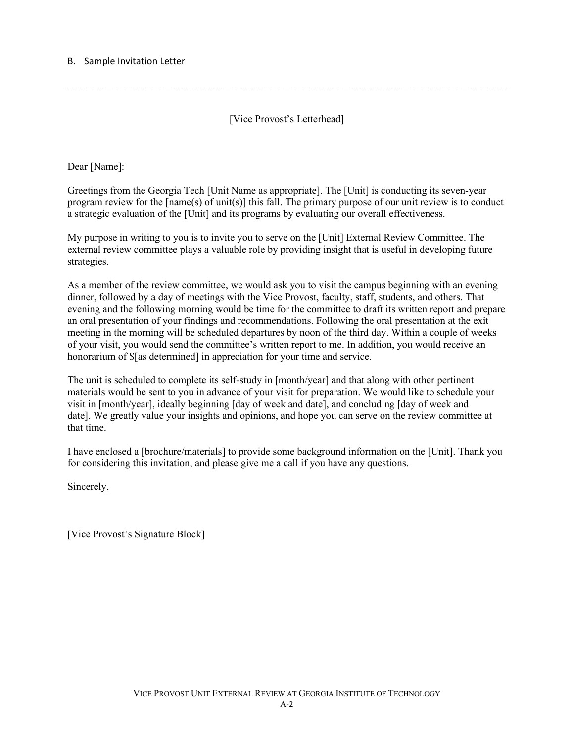## B. Sample Invitation Letter

---

[Vice Provost's Letterhead]

Dear [Name]:

Greetings from the Georgia Tech [Unit Name as appropriate]. The [Unit] is conducting its seven-year program review for the [name(s) of unit(s)] this fall. The primary purpose of our unit review is to conduct a strategic evaluation of the [Unit] and its programs by evaluating our overall effectiveness.

My purpose in writing to you is to invite you to serve on the [Unit] External Review Committee. The external review committee plays a valuable role by providing insight that is useful in developing future strategies.

As a member of the review committee, we would ask you to visit the campus beginning with an evening dinner, followed by a day of meetings with the Vice Provost, faculty, staff, students, and others. That evening and the following morning would be time for the committee to draft its written report and prepare an oral presentation of your findings and recommendations. Following the oral presentation at the exit meeting in the morning will be scheduled departures by noon of the third day. Within a couple of weeks of your visit, you would send the committee's written report to me. In addition, you would receive an honorarium of $[as determined] in appreciation for your time and service.

The unit is scheduled to complete its self-study in [month/year] and that along with other pertinent materials would be sent to you in advance of your visit for preparation. We would like to schedule your visit in [month/year], ideally beginning [day of week and date], and concluding [day of week and date]. We greatly value your insights and opinions, and hope you can serve on the review committee at that time.

I have enclosed a [brochure/materials] to provide some background information on the [Unit]. Thank you for considering this invitation, and please give me a call if you have any questions.

Sincerely,

[Vice Provost's Signature Block]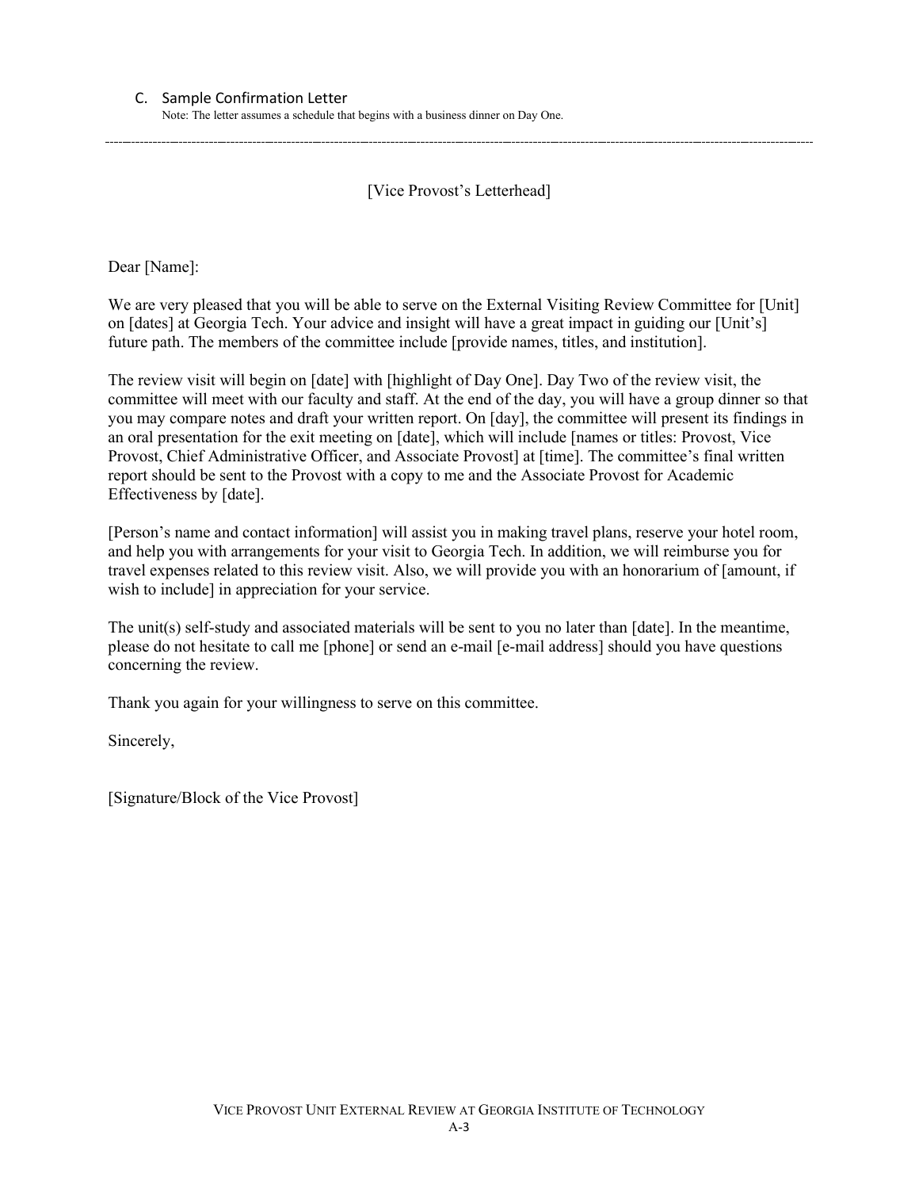### C. Sample Confirmation Letter

Note: The letter assumes a schedule that begins with a business dinner on Day One.

---

[Vice Provost's Letterhead]

Dear [Name]:

We are very pleased that you will be able to serve on the External Visiting Review Committee for [Unit] on [dates] at Georgia Tech. Your advice and insight will have a great impact in guiding our [Unit's] future path. The members of the committee include [provide names, titles, and institution].

The review visit will begin on [date] with [highlight of Day One]. Day Two of the review visit, the committee will meet with our faculty and staff. At the end of the day, you will have a group dinner so that you may compare notes and draft your written report. On [day], the committee will present its findings in an oral presentation for the exit meeting on [date], which will include [names or titles: Provost, Vice Provost, Chief Administrative Officer, and Associate Provost] at [time]. The committee's final written report should be sent to the Provost with a copy to me and the Associate Provost for Academic Effectiveness by [date].

[Person's name and contact information] will assist you in making travel plans, reserve your hotel room, and help you with arrangements for your visit to Georgia Tech. In addition, we will reimburse you for travel expenses related to this review visit. Also, we will provide you with an honorarium of [amount, if wish to include] in appreciation for your service.

The unit(s) self-study and associated materials will be sent to you no later than [date]. In the meantime, please do not hesitate to call me [phone] or send an e-mail [e-mail address] should you have questions concerning the review.

Thank you again for your willingness to serve on this committee.

Sincerely,

[Signature/Block of the Vice Provost]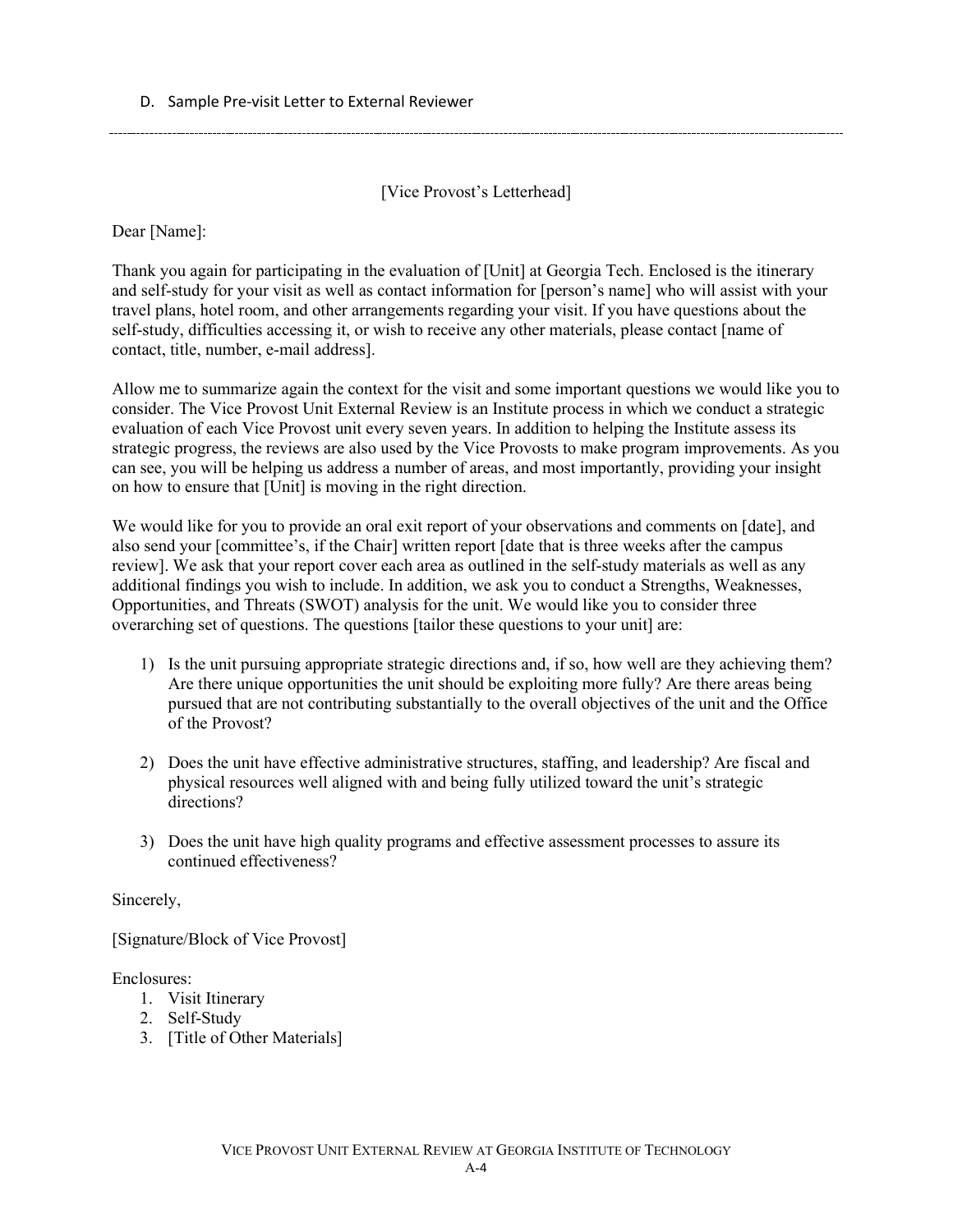### D. Sample Pre-visit Letter to External Reviewer

---

[Vice Provost's Letterhead]

Dear [Name]:

Thank you again for participating in the evaluation of [Unit] at Georgia Tech. Enclosed is the itinerary and self-study for your visit as well as contact information for [person's name] who will assist with your travel plans, hotel room, and other arrangements regarding your visit. If you have questions about the self-study, difficulties accessing it, or wish to receive any other materials, please contact [name of contact, title, number, e-mail address].

Allow me to summarize again the context for the visit and some important questions we would like you to consider. The Vice Provost Unit External Review is an Institute process in which we conduct a strategic evaluation of each Vice Provost unit every seven years. In addition to helping the Institute assess its strategic progress, the reviews are also used by the Vice Provosts to make program improvements. As you can see, you will be helping us address a number of areas, and most importantly, providing your insight on how to ensure that [Unit] is moving in the right direction.

We would like for you to provide an oral exit report of your observations and comments on [date], and also send your [committee's, if the Chair] written report [date that is three weeks after the campus review]. We ask that your report cover each area as outlined in the self-study materials as well as any additional findings you wish to include. In addition, we ask you to conduct a Strengths, Weaknesses, Opportunities, and Threats (SWOT) analysis for the unit. We would like you to consider three overarching set of questions. The questions [tailor these questions to your unit] are:

1) Is the unit pursuing appropriate strategic directions and, if so, how well are they achieving them? Are there unique opportunities the unit should be exploiting more fully? Are there areas being pursued that are not contributing substantially to the overall objectives of the unit and the Office of the Provost?

2) Does the unit have effective administrative structures, staffing, and leadership? Are fiscal and physical resources well aligned with and being fully utilized toward the unit's strategic directions?

3) Does the unit have high quality programs and effective assessment processes to assure its continued effectiveness?

Sincerely,

[Signature/Block of Vice Provost]

Enclosures:
1. Visit Itinerary
2. Self-Study
3. [Title of Other Materials]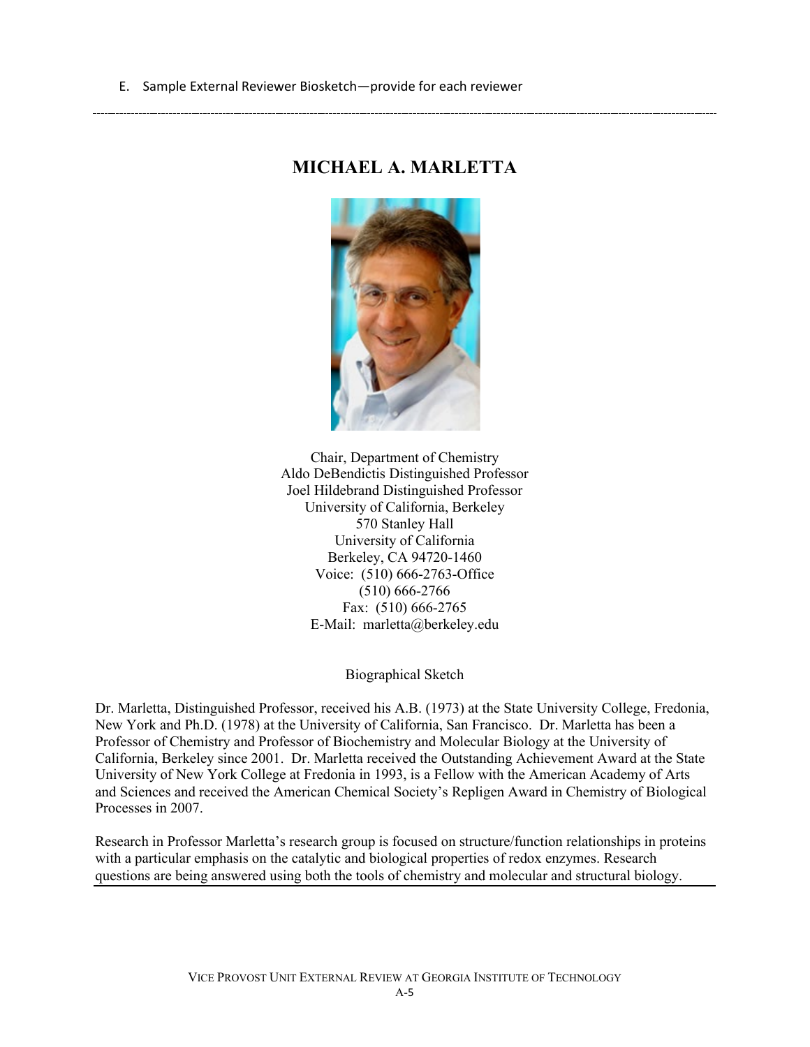E. Sample External Reviewer Biosketch—provide for each reviewer

# MICHAEL A. MARLETTA

Chair, Department of Chemistry
Aldo DeBendictis Distinguished Professor
Joel Hildebrand Distinguished Professor
University of California, Berkeley
570 Stanley Hall
University of California
Berkeley, CA 94720-1460
Voice: (510) 666-2763-Office
(510) 666-2766
Fax: (510) 666-2765
E-Mail: marletta@berkeley.edu

Biographical Sketch

Dr. Marletta, Distinguished Professor, received his A.B. (1973) at the State University College, Fredonia, New York and Ph.D. (1978) at the University of California, San Francisco. Dr. Marletta has been a Professor of Chemistry and Professor of Biochemistry and Molecular Biology at the University of California, Berkeley since 2001. Dr. Marletta received the Outstanding Achievement Award at the State University of New York College at Fredonia in 1993, is a Fellow with the American Academy of Arts and Sciences and received the American Chemical Society's Repligen Award in Chemistry of Biological Processes in 2007.

Research in Professor Marletta's research group is focused on structure/function relationships in proteins with a particular emphasis on the catalytic and biological properties of redox enzymes. Research questions are being answered using both the tools of chemistry and molecular and structural biology.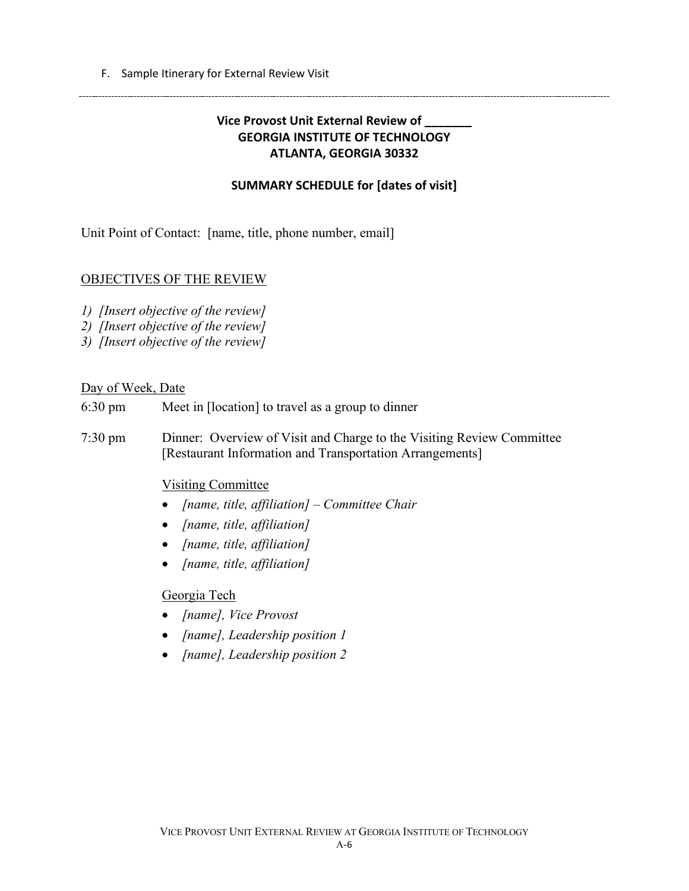F. Sample Itinerary for External Review Visit

---

**Vice Provost Unit External Review of _______**
**GEORGIA INSTITUTE OF TECHNOLOGY**
**ATLANTA, GEORGIA 30332**

**SUMMARY SCHEDULE for [dates of visit]**

Unit Point of Contact: [name, title, phone number, email]

OBJECTIVES OF THE REVIEW

1) *[Insert objective of the review]*
2) *[Insert objective of the review]*
3) *[Insert objective of the review]*

Day of Week, Date

6:30 pm Meet in [location] to travel as a group to dinner

7:30 pm Dinner: Overview of Visit and Charge to the Visiting Review Committee [Restaurant Information and Transportation Arrangements]

Visiting Committee

- *[name, title, affiliation] – Committee Chair*
- *[name, title, affiliation]*
- *[name, title, affiliation]*
- *[name, title, affiliation]*

Georgia Tech

- *[name], Vice Provost*
- *[name], Leadership position 1*
- *[name], Leadership position 2*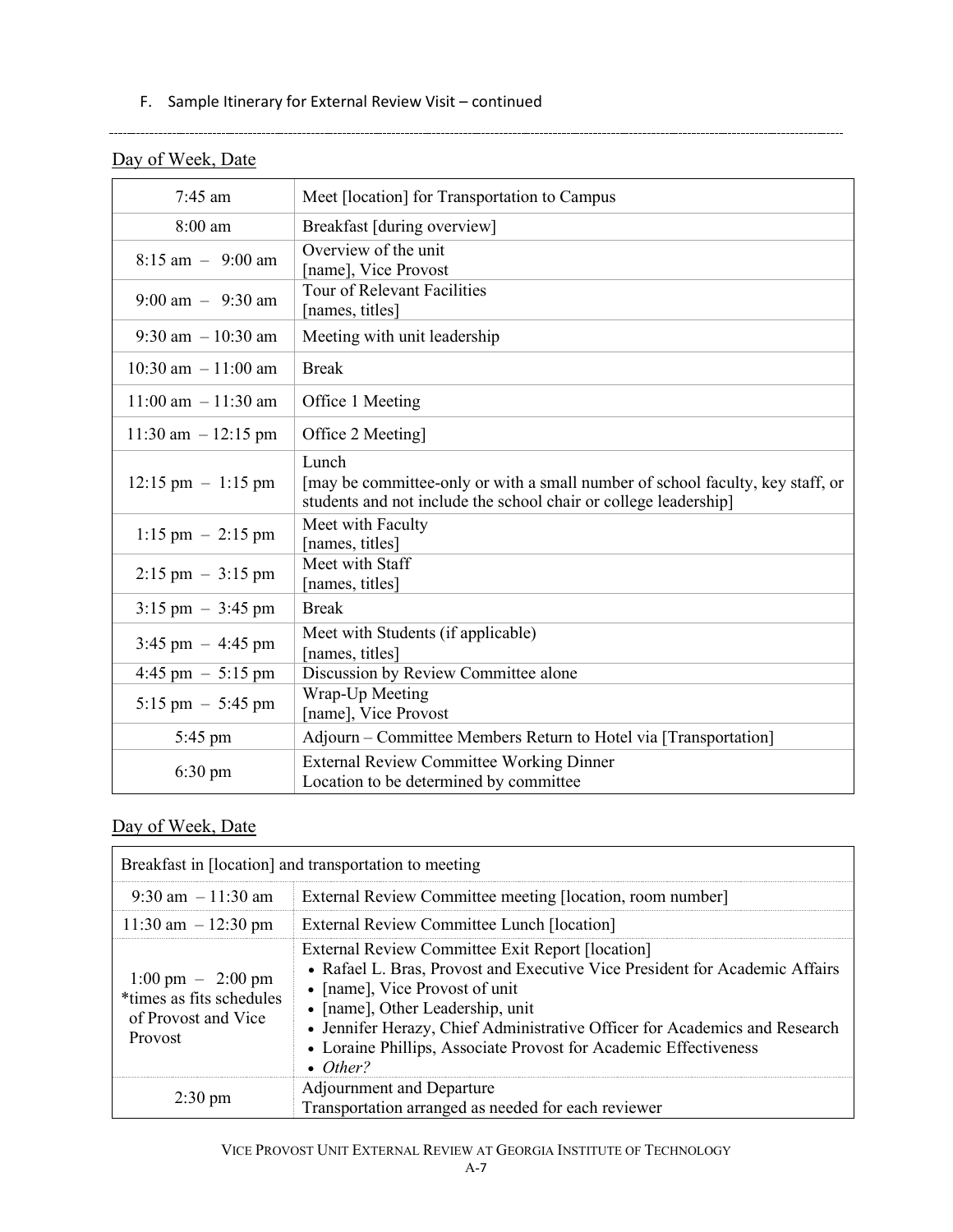F. Sample Itinerary for External Review Visit – continued

Day of Week, Date

| | |
|---|---|
| 7:45 am | Meet [location] for Transportation to Campus |
| 8:00 am | Breakfast [during overview] |
| 8:15 am – 9:00 am | Overview of the unit<br>[name], Vice Provost |
| 9:00 am – 9:30 am | Tour of Relevant Facilities<br>[names, titles] |
| 9:30 am – 10:30 am | Meeting with unit leadership |
| 10:30 am – 11:00 am | Break |
| 11:00 am – 11:30 am | Office 1 Meeting |
| 11:30 am – 12:15 pm | Office 2 Meeting] |
| 12:15 pm – 1:15 pm | Lunch<br>[may be committee-only or with a small number of school faculty, key staff, or students and not include the school chair or college leadership] |
| 1:15 pm – 2:15 pm | Meet with Faculty<br>[names, titles] |
| 2:15 pm – 3:15 pm | Meet with Staff<br>[names, titles] |
| 3:15 pm – 3:45 pm | Break |
| 3:45 pm – 4:45 pm | Meet with Students (if applicable)<br>[names, titles] |
| 4:45 pm – 5:15 pm | Discussion by Review Committee alone |
| 5:15 pm – 5:45 pm | Wrap-Up Meeting<br>[name], Vice Provost |
| 5:45 pm | Adjourn – Committee Members Return to Hotel via [Transportation] |
| 6:30 pm | External Review Committee Working Dinner<br>Location to be determined by committee |

Day of Week, Date

| Breakfast in [location] and transportation to meeting | |
|---|---|
| 9:30 am – 11:30 am | External Review Committee meeting [location, room number] |
| 11:30 am – 12:30 pm | External Review Committee Lunch [location] |
| 1:00 pm – 2:00 pm<br>*times as fits schedules of Provost and Vice Provost | External Review Committee Exit Report [location]<br>• Rafael L. Bras, Provost and Executive Vice President for Academic Affairs<br>• [name], Vice Provost of unit<br>• [name], Other Leadership, unit<br>• Jennifer Herazy, Chief Administrative Officer for Academics and Research<br>• Loraine Phillips, Associate Provost for Academic Effectiveness<br>• *Other?* |
| 2:30 pm | Adjournment and Departure<br>Transportation arranged as needed for each reviewer |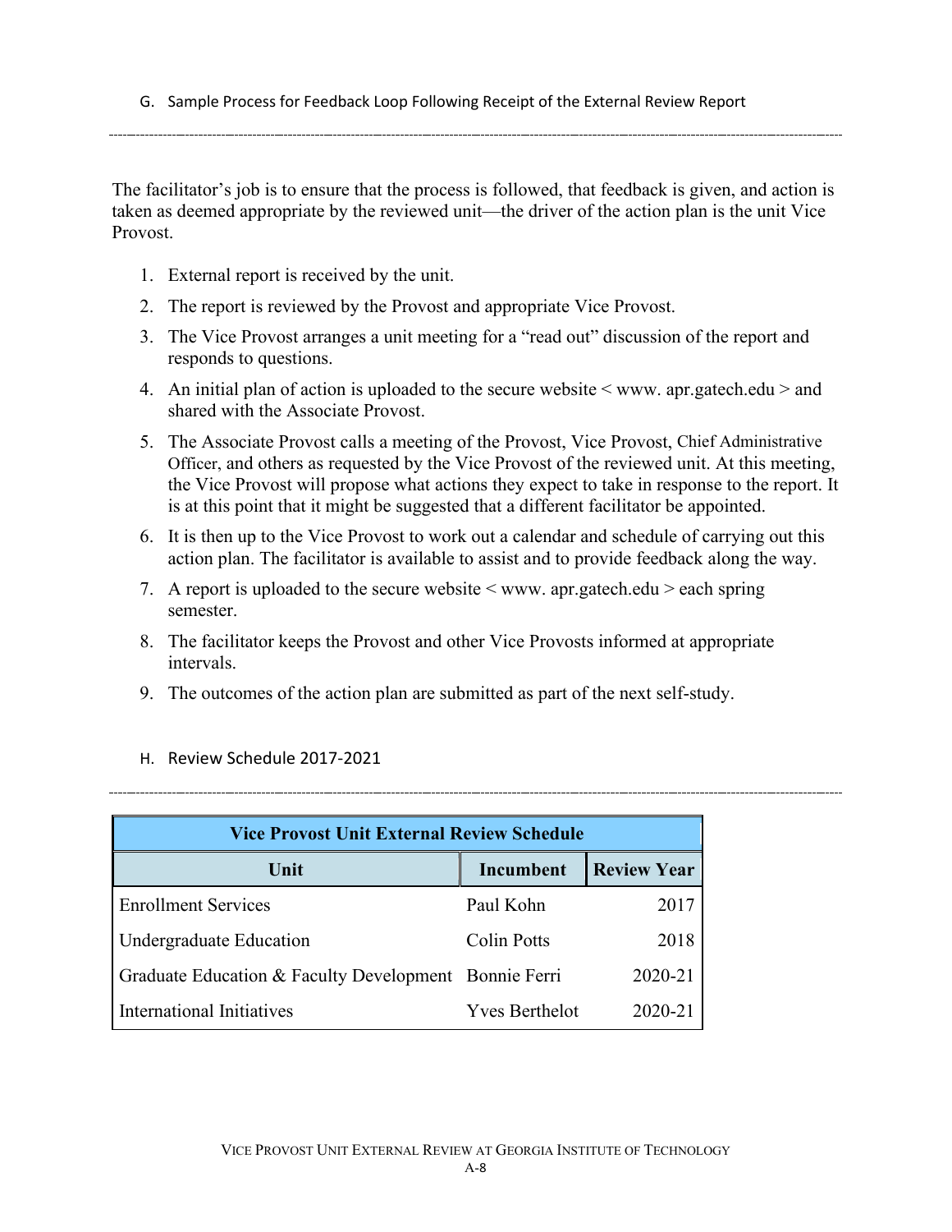G. Sample Process for Feedback Loop Following Receipt of the External Review Report

The facilitator's job is to ensure that the process is followed, that feedback is given, and action is taken as deemed appropriate by the reviewed unit—the driver of the action plan is the unit Vice Provost.

1. External report is received by the unit.
2. The report is reviewed by the Provost and appropriate Vice Provost.
3. The Vice Provost arranges a unit meeting for a "read out" discussion of the report and responds to questions.
4. An initial plan of action is uploaded to the secure website < www. apr.gatech.edu > and shared with the Associate Provost.
5. The Associate Provost calls a meeting of the Provost, Vice Provost, Chief Administrative Officer, and others as requested by the Vice Provost of the reviewed unit. At this meeting, the Vice Provost will propose what actions they expect to take in response to the report. It is at this point that it might be suggested that a different facilitator be appointed.
6. It is then up to the Vice Provost to work out a calendar and schedule of carrying out this action plan. The facilitator is available to assist and to provide feedback along the way.
7. A report is uploaded to the secure website < www. apr.gatech.edu > each spring semester.
8. The facilitator keeps the Provost and other Vice Provosts informed at appropriate intervals.
9. The outcomes of the action plan are submitted as part of the next self-study.

H. Review Schedule 2017-2021

| Vice Provost Unit External Review Schedule | | |
|---|---|---|
| **Unit** | **Incumbent** | **Review Year** |
| Enrollment Services | Paul Kohn | 2017 |
| Undergraduate Education | Colin Potts | 2018 |
| Graduate Education & Faculty Development | Bonnie Ferri | 2020-21 |
| International Initiatives | Yves Berthelot | 2020-21 |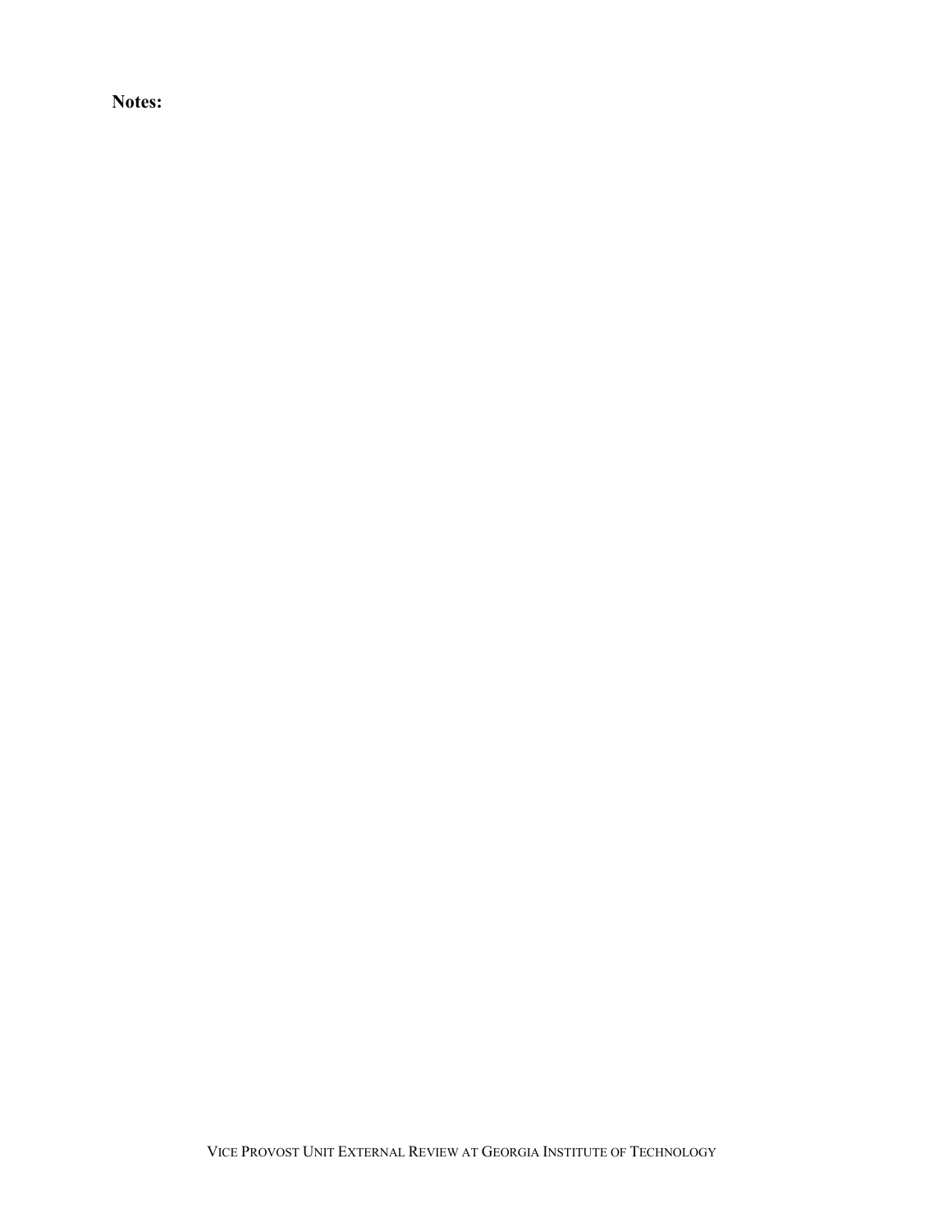**Notes:**